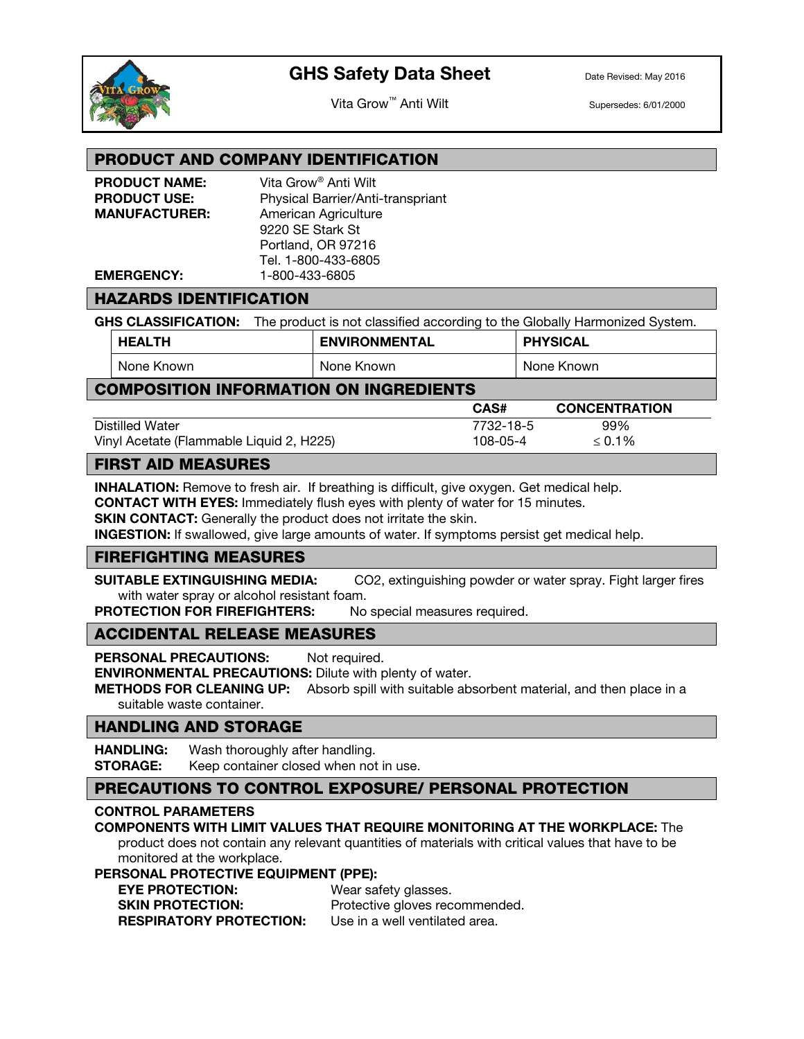# GHS Safety Data Sheet

Vita Grow™ Anti Wilt

Date Revised: May 2016

Supersedes: 6/01/2000

## PRODUCT AND COMPANY IDENTIFICATION

**PRODUCT NAME:** Vita Grow® Anti Wilt
**PRODUCT USE:** Physical Barrier/Anti-transpriant
**MANUFACTURER:** American Agriculture
9220 SE Stark St
Portland, OR 97216
Tel. 1-800-433-6805
**EMERGENCY:** 1-800-433-6805

## HAZARDS IDENTIFICATION

**GHS CLASSIFICATION:** The product is not classified according to the Globally Harmonized System.

| HEALTH | ENVIRONMENTAL | PHYSICAL |
|---|---|---|
| None Known | None Known | None Known |

## COMPOSITION INFORMATION ON INGREDIENTS

| | CAS# | CONCENTRATION |
|---|---|---|
| Distilled Water | 7732-18-5 | 99% |
| Vinyl Acetate (Flammable Liquid 2, H225) | 108-05-4 | ≤ 0.1% |

## FIRST AID MEASURES

**INHALATION:** Remove to fresh air. If breathing is difficult, give oxygen. Get medical help.
**CONTACT WITH EYES:** Immediately flush eyes with plenty of water for 15 minutes.
**SKIN CONTACT:** Generally the product does not irritate the skin.
**INGESTION:** If swallowed, give large amounts of water. If symptoms persist get medical help.

## FIREFIGHTING MEASURES

**SUITABLE EXTINGUISHING MEDIA:** $CO_2$, extinguishing powder or water spray. Fight larger fires with water spray or alcohol resistant foam.
**PROTECTION FOR FIREFIGHTERS:** No special measures required.

## ACCIDENTAL RELEASE MEASURES

**PERSONAL PRECAUTIONS:** Not required.
**ENVIRONMENTAL PRECAUTIONS:** Dilute with plenty of water.
**METHODS FOR CLEANING UP:** Absorb spill with suitable absorbent material, and then place in a suitable waste container.

## HANDLING AND STORAGE

**HANDLING:** Wash thoroughly after handling.
**STORAGE:** Keep container closed when not in use.

## PRECAUTIONS TO CONTROL EXPOSURE/ PERSONAL PROTECTION

**CONTROL PARAMETERS**

**COMPONENTS WITH LIMIT VALUES THAT REQUIRE MONITORING AT THE WORKPLACE:** The product does not contain any relevant quantities of materials with critical values that have to be monitored at the workplace.

**PERSONAL PROTECTIVE EQUIPMENT (PPE):**

**EYE PROTECTION:** Wear safety glasses.
**SKIN PROTECTION:** Protective gloves recommended.
**RESPIRATORY PROTECTION:** Use in a well ventilated area.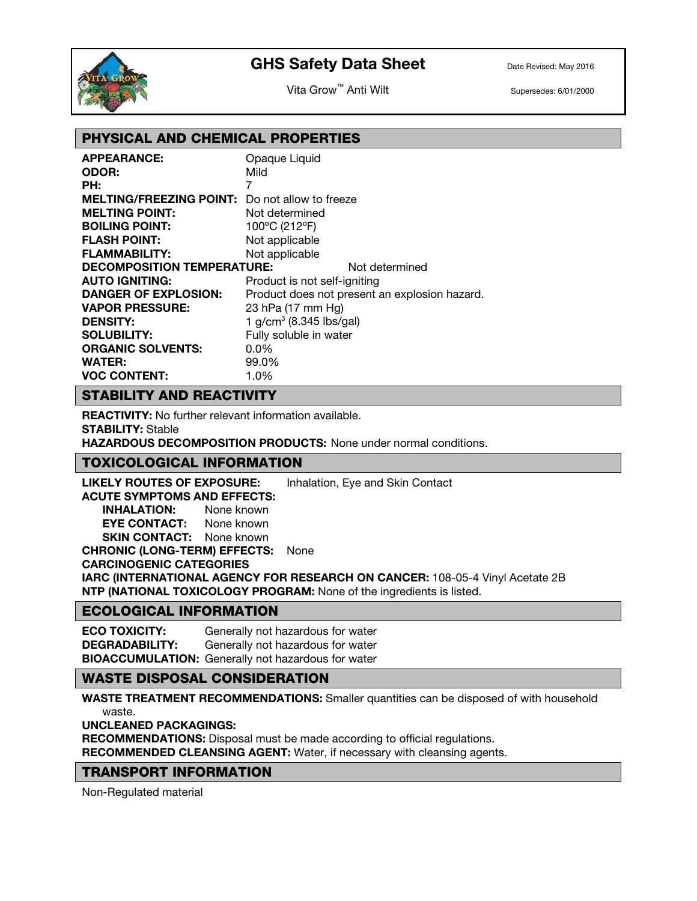# GHS Safety Data Sheet

Vita Grow™ Anti Wilt

Date Revised: May 2016

Supersedes: 6/01/2000

## PHYSICAL AND CHEMICAL PROPERTIES

**APPEARANCE:** Opaque Liquid
**ODOR:** Mild
**PH:** 7
**MELTING/FREEZING POINT:** Do not allow to freeze
**MELTING POINT:** Not determined
**BOILING POINT:** 100ºC (212ºF)
**FLASH POINT:** Not applicable
**FLAMMABILITY:** Not applicable
**DECOMPOSITION TEMPERATURE:** Not determined
**AUTO IGNITING:** Product is not self-igniting
**DANGER OF EXPLOSION:** Product does not present an explosion hazard.
**VAPOR PRESSURE:** 23 hPa (17 mm Hg)
**DENSITY:** 1 $g/cm^3$ (8.345 lbs/gal)
**SOLUBILITY:** Fully soluble in water
**ORGANIC SOLVENTS:** 0.0%
**WATER:** 99.0%
**VOC CONTENT:** 1.0%

## STABILITY AND REACTIVITY

**REACTIVITY:** No further relevant information available.
**STABILITY:** Stable
**HAZARDOUS DECOMPOSITION PRODUCTS:** None under normal conditions.

## TOXICOLOGICAL INFORMATION

**LIKELY ROUTES OF EXPOSURE:** Inhalation, Eye and Skin Contact
**ACUTE SYMPTOMS AND EFFECTS:**
- **INHALATION:** None known
- **EYE CONTACT:** None known
- **SKIN CONTACT:** None known

**CHRONIC (LONG-TERM) EFFECTS:** None
**CARCINOGENIC CATEGORIES**
**IARC (INTERNATIONAL AGENCY FOR RESEARCH ON CANCER):** 108-05-4 Vinyl Acetate 2B
**NTP (NATIONAL TOXICOLOGY PROGRAM:** None of the ingredients is listed.

## ECOLOGICAL INFORMATION

**ECO TOXICITY:** Generally not hazardous for water
**DEGRADABILITY:** Generally not hazardous for water
**BIOACCUMULATION:** Generally not hazardous for water

## WASTE DISPOSAL CONSIDERATION

**WASTE TREATMENT RECOMMENDATIONS:** Smaller quantities can be disposed of with household waste.
**UNCLEANED PACKAGINGS:**
**RECOMMENDATIONS:** Disposal must be made according to official regulations.
**RECOMMENDED CLEANSING AGENT:** Water, if necessary with cleansing agents.

## TRANSPORT INFORMATION

Non-Regulated material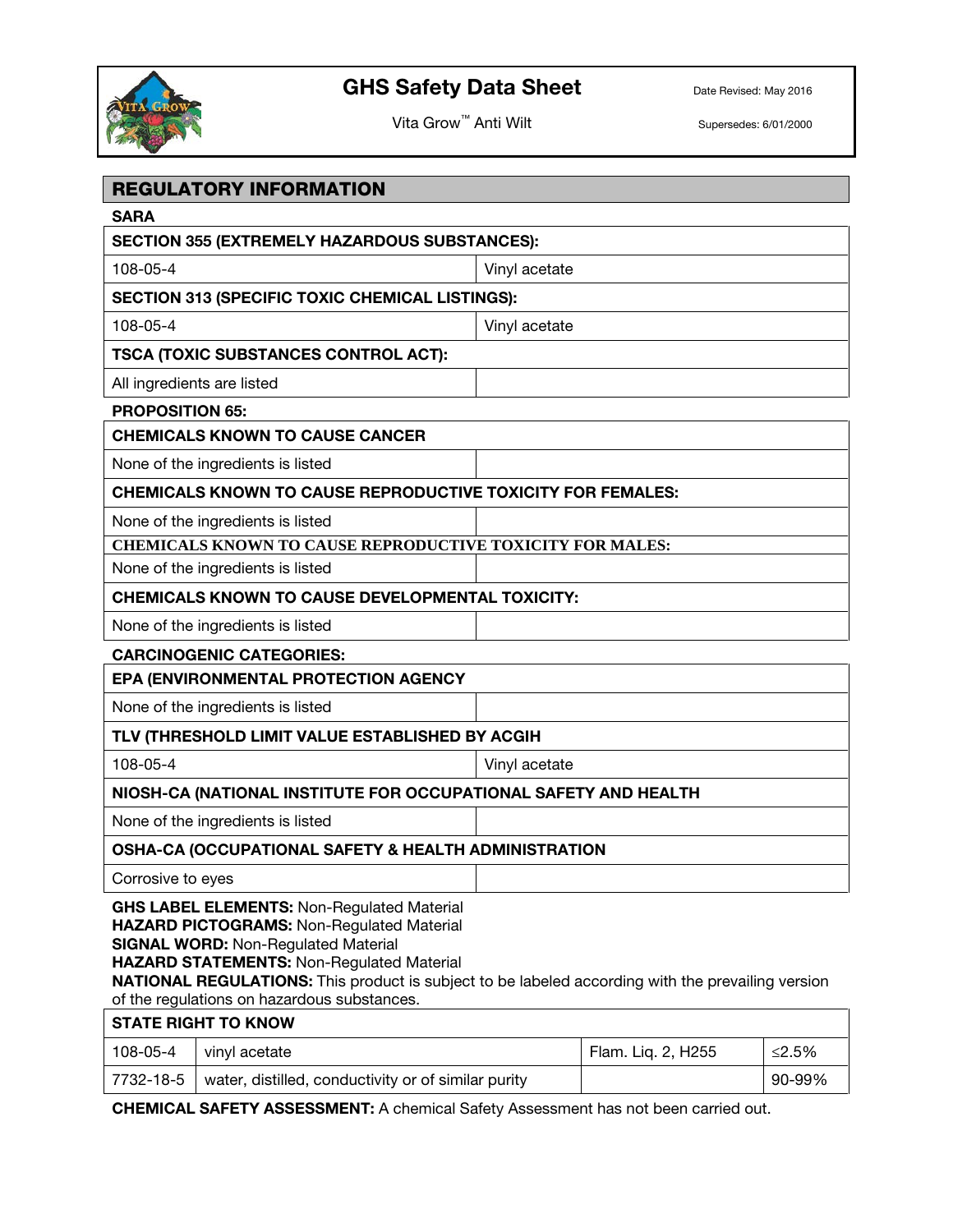## REGULATORY INFORMATION

**SARA**

| SECTION 355 (EXTREMELY HAZARDOUS SUBSTANCES): | |
|---|---|
| 108-05-4 | Vinyl acetate |
| **SECTION 313 (SPECIFIC TOXIC CHEMICAL LISTINGS):** | |
| 108-05-4 | Vinyl acetate |
| **TSCA (TOXIC SUBSTANCES CONTROL ACT):** | |
| All ingredients are listed | |

**PROPOSITION 65:**

| CHEMICALS KNOWN TO CAUSE CANCER | |
|---|---|
| None of the ingredients is listed | |
| **CHEMICALS KNOWN TO CAUSE REPRODUCTIVE TOXICITY FOR FEMALES:** | |
| None of the ingredients is listed | |
| **CHEMICALS KNOWN TO CAUSE REPRODUCTIVE TOXICITY FOR MALES:** | |
| None of the ingredients is listed | |
| **CHEMICALS KNOWN TO CAUSE DEVELOPMENTAL TOXICITY:** | |
| None of the ingredients is listed | |

**CARCINOGENIC CATEGORIES:**

| EPA (ENVIRONMENTAL PROTECTION AGENCY | |
|---|---|
| None of the ingredients is listed | |
| **TLV (THRESHOLD LIMIT VALUE ESTABLISHED BY ACGIH** | |
| 108-05-4 | Vinyl acetate |
| **NIOSH-CA (NATIONAL INSTITUTE FOR OCCUPATIONAL SAFETY AND HEALTH** | |
| None of the ingredients is listed | |
| **OSHA-CA (OCCUPATIONAL SAFETY & HEALTH ADMINISTRATION** | |
| Corrosive to eyes | |

**GHS LABEL ELEMENTS:** Non-Regulated Material
**HAZARD PICTOGRAMS:** Non-Regulated Material
**SIGNAL WORD:** Non-Regulated Material
**HAZARD STATEMENTS:** Non-Regulated Material
**NATIONAL REGULATIONS:** This product is subject to be labeled according with the prevailing version of the regulations on hazardous substances.

| STATE RIGHT TO KNOW | | | |
|---|---|---|---|
| 108-05-4 | vinyl acetate | Flam. Liq. 2, H255 | ≤2.5% |
| 7732-18-5 | water, distilled, conductivity or of similar purity | | 90-99% |

**CHEMICAL SAFETY ASSESSMENT:** A chemical Safety Assessment has not been carried out.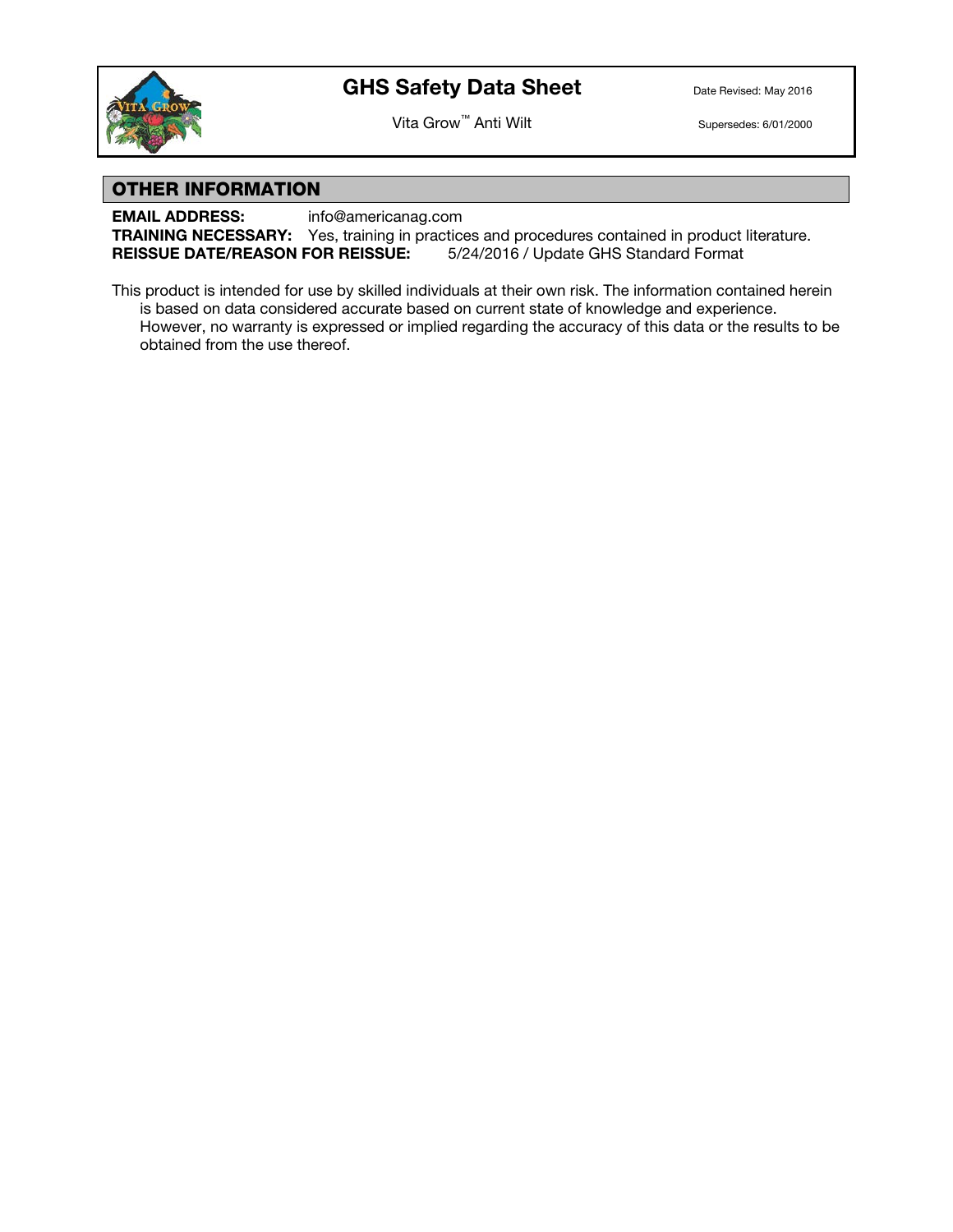## OTHER INFORMATION

**EMAIL ADDRESS:** info@americanag.com
**TRAINING NECESSARY:** Yes, training in practices and procedures contained in product literature.
**REISSUE DATE/REASON FOR REISSUE:** 5/24/2016 / Update GHS Standard Format

This product is intended for use by skilled individuals at their own risk. The information contained herein is based on data considered accurate based on current state of knowledge and experience. However, no warranty is expressed or implied regarding the accuracy of this data or the results to be obtained from the use thereof.